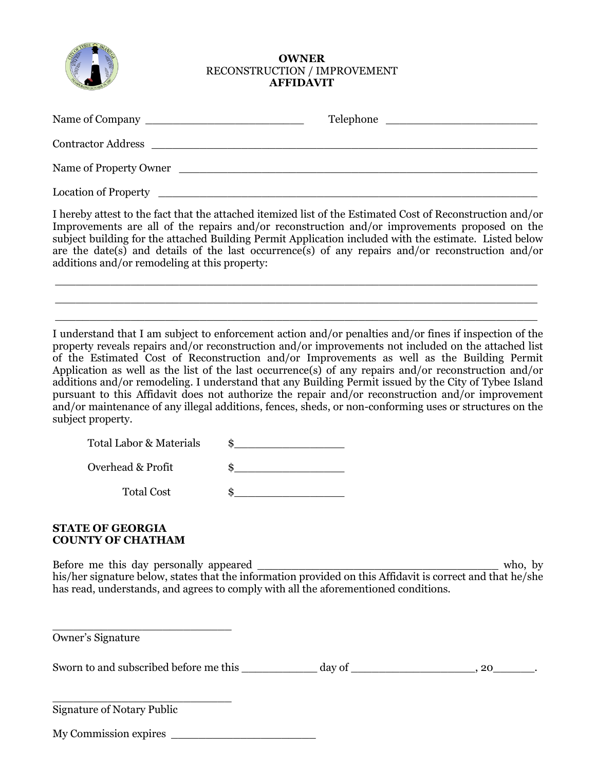**OWNER**
RECONSTRUCTION / IMPROVEMENT
**AFFIDAVIT**

Name of Company ________________________ Telephone ________________________

Contractor Address ___________________________________________________________

Name of Property Owner ______________________________________________________

Location of Property _________________________________________________________

I hereby attest to the fact that the attached itemized list of the Estimated Cost of Reconstruction and/or Improvements are all of the repairs and/or reconstruction and/or improvements proposed on the subject building for the attached Building Permit Application included with the estimate. Listed below are the date(s) and details of the last occurrence(s) of any repairs and/or reconstruction and/or additions and/or remodeling at this property:

______________________________________________________________________________

______________________________________________________________________________

______________________________________________________________________________

I understand that I am subject to enforcement action and/or penalties and/or fines if inspection of the property reveals repairs and/or reconstruction and/or improvements not included on the attached list of the Estimated Cost of Reconstruction and/or Improvements as well as the Building Permit Application as well as the list of the last occurrence(s) of any repairs and/or reconstruction and/or additions and/or remodeling. I understand that any Building Permit issued by the City of Tybee Island pursuant to this Affidavit does not authorize the repair and/or reconstruction and/or improvement and/or maintenance of any illegal additions, fences, sheds, or non-conforming uses or structures on the subject property.

Total Labor & Materials $_________________

Overhead & Profit $_________________

Total Cost $_________________

**STATE OF GEORGIA**
**COUNTY OF CHATHAM**

Before me this day personally appeared ____________________________________ who, by his/her signature below, states that the information provided on this Affidavit is correct and that he/she has read, understands, and agrees to comply with all the aforementioned conditions.

___________________________
Owner's Signature

Sworn to and subscribed before me this ___________ day of __________________, 20______.

___________________________
Signature of Notary Public

My Commission expires _____________________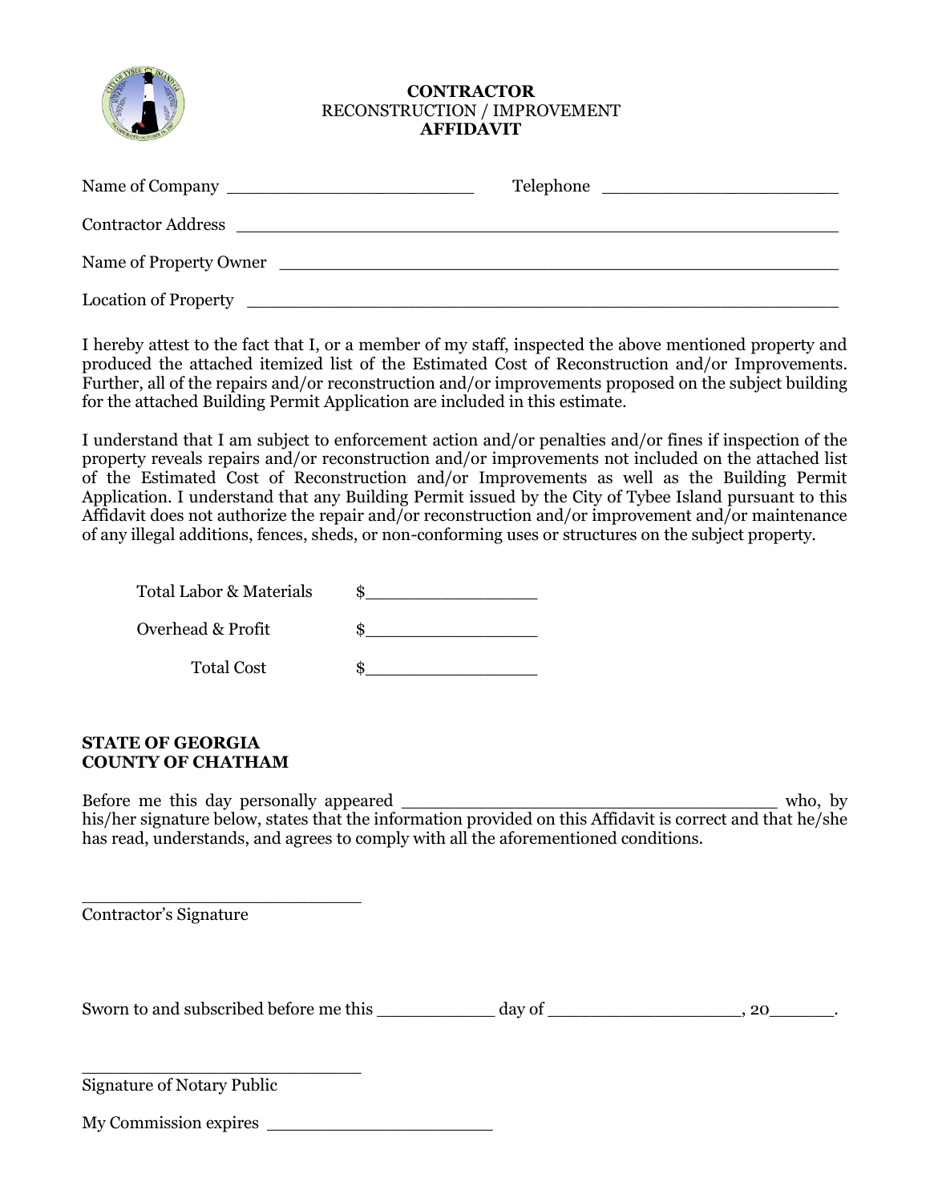**CONTRACTOR**
RECONSTRUCTION / IMPROVEMENT
**AFFIDAVIT**

Name of Company ________________________ Telephone ________________________

Contractor Address ___________________________________________________________

Name of Property Owner ______________________________________________________

Location of Property _________________________________________________________

I hereby attest to the fact that I, or a member of my staff, inspected the above mentioned property and produced the attached itemized list of the Estimated Cost of Reconstruction and/or Improvements. Further, all of the repairs and/or reconstruction and/or improvements proposed on the subject building for the attached Building Permit Application are included in this estimate.

I understand that I am subject to enforcement action and/or penalties and/or fines if inspection of the property reveals repairs and/or reconstruction and/or improvements not included on the attached list of the Estimated Cost of Reconstruction and/or Improvements as well as the Building Permit Application. I understand that any Building Permit issued by the City of Tybee Island pursuant to this Affidavit does not authorize the repair and/or reconstruction and/or improvement and/or maintenance of any illegal additions, fences, sheds, or non-conforming uses or structures on the subject property.

Total Labor & Materials $________________

Overhead & Profit $________________

Total Cost $________________

**STATE OF GEORGIA**
**COUNTY OF CHATHAM**

Before me this day personally appeared __________________________________ who, by his/her signature below, states that the information provided on this Affidavit is correct and that he/she has read, understands, and agrees to comply with all the aforementioned conditions.

___________________________
Contractor's Signature

Sworn to and subscribed before me this ___________ day of __________________, 20______.

___________________________
Signature of Notary Public

My Commission expires _____________________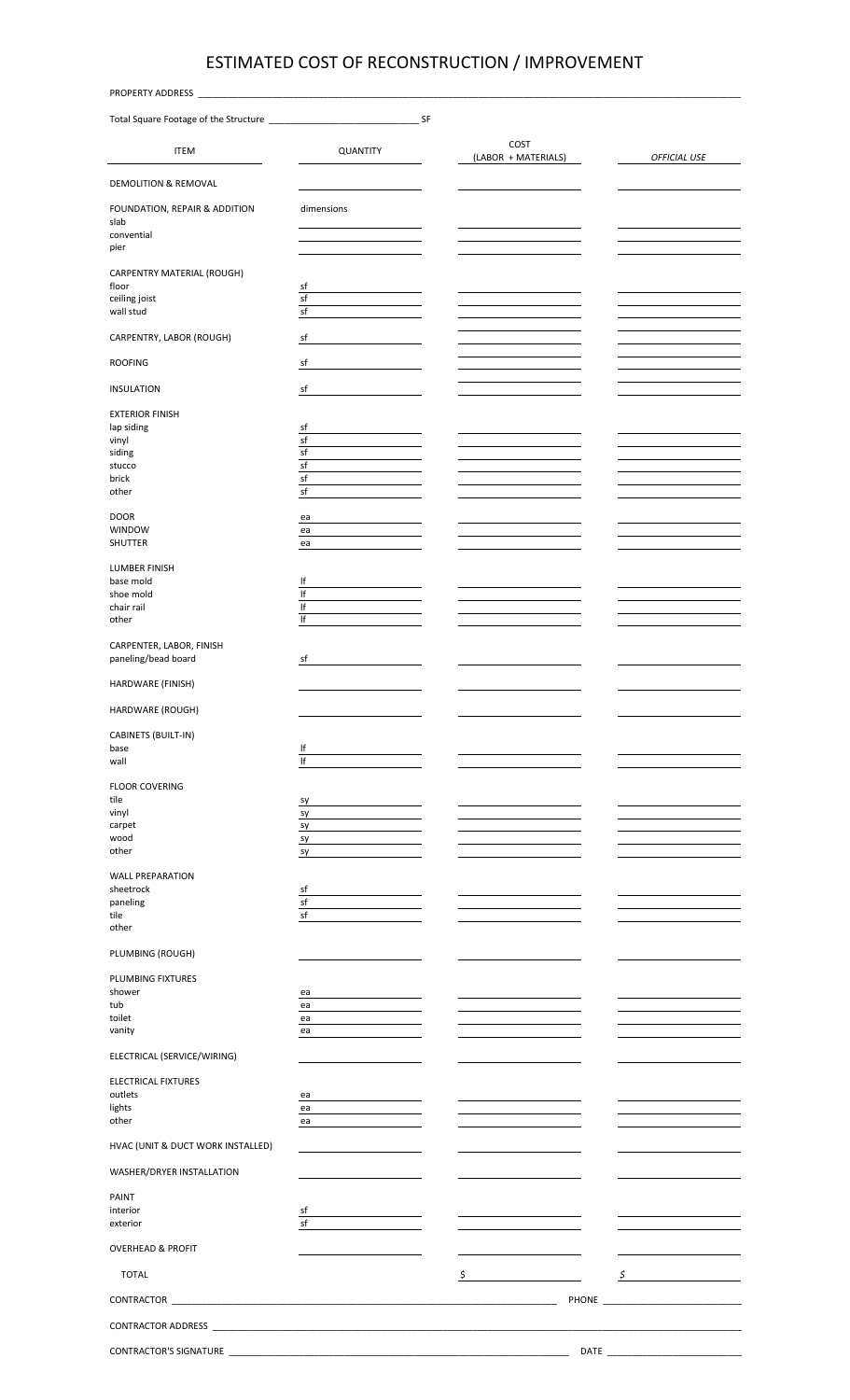# ESTIMATED COST OF RECONSTRUCTION / IMPROVEMENT

PROPERTY ADDRESS ______________________________________________

Total Square Footage of the Structure ____________________ SF

| ITEM | QUANTITY | COST (LABOR + MATERIALS) | *OFFICIAL USE* |
|---|---|---|---|
| DEMOLITION & REMOVAL | | | |
| FOUNDATION, REPAIR & ADDITION | dimensions | | |
| slab | | | |
| convential | | | |
| pier | | | |
| CARPENTRY MATERIAL (ROUGH) | | | |
| floor | sf | | |
| ceiling joist | sf | | |
| wall stud | sf | | |
| CARPENTRY, LABOR (ROUGH) | sf | | |
| ROOFING | sf | | |
| INSULATION | sf | | |
| EXTERIOR FINISH | | | |
| lap siding | sf | | |
| vinyl | sf | | |
| siding | sf | | |
| stucco | sf | | |
| brick | sf | | |
| other | sf | | |
| DOOR | ea | | |
| WINDOW | ea | | |
| SHUTTER | ea | | |
| LUMBER FINISH | | | |
| base mold | lf | | |
| shoe mold | lf | | |
| chair rail | lf | | |
| other | lf | | |
| CARPENTER, LABOR, FINISH | | | |
| paneling/bead board | sf | | |
| HARDWARE (FINISH) | | | |
| HARDWARE (ROUGH) | | | |
| CABINETS (BUILT-IN) | | | |
| base | lf | | |
| wall | lf | | |
| FLOOR COVERING | | | |
| tile | sy | | |
| vinyl | sy | | |
| carpet | sy | | |
| wood | sy | | |
| other | sy | | |
| WALL PREPARATION | | | |
| sheetrock | sf | | |
| paneling | sf | | |
| tile | sf | | |
| other | | | |
| PLUMBING (ROUGH) | | | |
| PLUMBING FIXTURES | | | |
| shower | ea | | |
| tub | ea | | |
| toilet | ea | | |
| vanity | ea | | |
| ELECTRICAL (SERVICE/WIRING) | | | |
| ELECTRICAL FIXTURES | | | |
| outlets | ea | | |
| lights | ea | | |
| other | ea | | |
| HVAC (UNIT & DUCT WORK INSTALLED) | | | |
| WASHER/DRYER INSTALLATION | | | |
| PAINT | | | |
| interior | sf | | |
| exterior | sf | | |
| OVERHEAD & PROFIT | | | |
| TOTAL | | $ | $ |

CONTRACTOR ______________________________________________ PHONE ____________________

CONTRACTOR ADDRESS ______________________________________________

CONTRACTOR'S SIGNATURE ______________________________________________ DATE ____________________